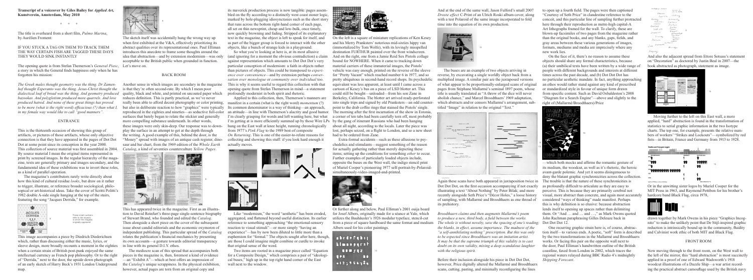**Transcript of a voiceover by Giles Bailey for *Applied Art*, Kunstverein, Amsterdam, May 2010**

\* \* \*

The title is overheard from a short film, *Palmo Marina*, by Aurélien Froment:

IF YOU STUCK A TAG ON THEM TO TRACK THEM THE WAY CERTAIN FISH ARE TAGGED THESE DAYS THEY WOULD SINK INSTANTLY

The opening quote is from Stefan Themerson's *General Piesc*, a story in which the General finds happiness only when he has forgotten his mission:

*The Greek males thought geometry was the thing. Dr Zamenhof thought Esperanto was the thing. Jesus-Christ thought the dialectical loaf of bread was the thing. And geometry produced bazookas. And polyglottism produced more quarrels. And love produced hatred. And none of these great things has proved to be more (what is the right word) efficacious (?) than what I, in my female way would like to call "good manners".*

## ENTRANCE

This is the thirteenth occasion of showing this group of artifacts, or pictures of those artifacts, whose only objective connection is that they have appeared in the pages of Dot Dot Dot at some point since its conception in the year 2000. This collection of source material was first assembled in 2004. By source material I mean the original items represented in print by screened images. In the regular hierarchy of the magazine, texts are generally primary and images secondary, and the fundamental idea of these exhibitions was to invert these roles, as a kind of parallel operation.

The magazine's contributors rarely write directly about how this kind of cultural residue *looks*, but draw on it rather to trigger, illustrate, or reference broader sociological, philosophical or art-historical ideas. Take the cover of Scritti Politti's 1982 double A-side single hanging at the top of the stairs, featuring the song "Jacques Derrida," for example.

These small numbers refer to the issue(s) in which the image(s) originally appeared.

This image accompanies a piece by Diedrich Diederichsen which, rather than discussing either the music, lyrics, or sleeve design, more broadly recounts a moment in the eighties when a certain strain of British post-punk enjoyed the same intellectual currency as French pop philosophy. Or to the right of "Derrida," next to the door, the upside down photograph of an early sketch of Harry Beck's 1931 London Underground map.

The sketch itself was accidentally hung the wrong way up when first exhibited at the V&A, effectively prioritizing its abstract qualities over its representational ones. Paul Elliman introduces this anecdote to frame some thoughts around the idea that abstraction—and by extension modernism—was only acceptable to the British public when grounded in function. Let's move on.

## BACK ROOM

Another sense in which images are secondary in the magazine is that they're often second-rate. By which I mean poor quality, black and white, and printed on uncoated paper which reduces definition. This is partly practical, as we've never really been able to afford decent photography or color printing, but also in deliberate reaction to how "graphics" were typically reproduced in the eighties and nineties—as seductive full-color surfaces that barely began to relate the stickier and generally more compelling substance underneath. In other words, these images were only skin-deep. Our response was to downplay the surface in an attempt to get at the depth through the writing. A good example of this, behind the door, is the "Money" spread with images of an antique cash register, dinosaur and bar chart, from the 1969 edition of the *Whole Earth Catalog*, a kind of seventies counterculture *Yellow Pages*.

This has appeared twice in the magazine. First as an illustration to Reinfurt's three-page single-sentence biography of Stewart Brand, who founded and edited the *Catalog*. Then alongside a short piece on the cover of the subsequent issue about candid editorials and the economic oxymoron of independent publishing. This particular spread of the *Catalog* relates the publication's financial mechanics by presenting its own accounts—a gesture towards editorial transparency in line with its general D.I.Y. ethos.

The mediocre scan of this spread that accompanies both pieces in the magazine is, then, foremost a kind of evidence—an "Exhibit A"—which at best offers an impression of the *Catalog*'s unique scrappiness. In the physical exhibition, however, actual pages are torn from an original copy and its maverick production process is now tangible: pages assembled on the fly according to a distinctly west coast stoner logic, marked by hole-plugging idiosyncrasies such as the short story that runs across the bottom right-hand corner of each page, all set on thin newsprint, cheap and low-bulk, once timely, now quickly browning and fading. Stripped of its explanatory text in the magazine, the object is left to speak for itself, and as part of the bigger group is forced to interact with the other objects, like a bunch of strange kids in a playground.

So what you're looking at here is, at its most allusive (and ignoring for a moment the obvious contradiction) a claim against representation which amounts to Dot Dot Dot's very particular conception of modernism: a faith in objects rather than pictures of objects. This could be transposed to *experience over convenience*—and by extension perhaps *conversation over monologue* or *community over individual* too. This is why it seems useful to regard this collection with that opening quote from Stefan Themerson in mind—a statement profoundly modernist in both spirit and rhetoric.

Applied to this collection, then, Themerson's manners are manifest in a certain (what is the right word) *momentum* (?) Its common denominator is a way of thinking—an approach, an attitude—in line with Themerson's alacrity and good humor. I'm clearly grasping for words and left wanting here, but what I'm getting at is more efficiently summed up by those Wire LPs hung on the East wall at knee height, running chronologically from 1977's *Pink Flag* to the 1989 best-of composite *On Returning*. This is one of the easier-to-relate reasons for collecting and showing this stuff: if you look hard enough it actually moves.

Like "modernism," the word "aesthetic" has been eroded, aggregated, and flattened beyond useful distinction. Its earlier reference to something approaching "the emotional-sensory reaction to visual stimuli"—or more simply "having an experience"—has by now been diluted to little more than a euphemism for "formal." The objects sought after here, though, are those I could imagine might combine or curdle to invoke that original sense of the word.

Two items are rooted in a magazine piece called "Equation for a Composite Design," which comprises a pair of "ideological buses," high up in the top right hand corner of the East wall next to the window.

On the left is a square of miniature replications of Ken Kesey and his Merry Pranksters' notorious mid-sixties hippy van (immortalized by Tom Wolfe), with its lovingly misspelled destination FURTHUR painted over the front windscreen. And on the right, one from a Jamie Reid Sex Pistols collage bound for NOWHERE. When it came to tracking down material carriers of these immaterial images, the Pistols' vehicle was easy enough, printed on the reverse of the sleeve for "Pretty Vacant" which reached number 6 in 1977, and so pretty ubiquitous in second-hand record shops. Its psychedelic equivalent was less apparent, at least until I came across a cartoon of Kesey's bus on a piece of LSD blotter art. This could still be bought—unloaded—from his son Zane in Berkeley, California. The blotter art arrived ready-perforated into single trips and signed by old Pranksters—an odd counterpoint to the drab coffee rings that stained the Pistols' single. The morning after the first incarnation of the show in Estonia, a corner of ten tabs had been carefully torn off, most probably by the gang of itinerant Russians who had been hanging about all night, according to the locals. Later the piece was lost, perhaps seized, on a flight to London, and so a new sheet had to be ordered from Zane.

Extra-formal accidents—such as these allusions to psychedelics and stimulants—suggest something of the reason for actually gathering rather than merely depicting these items; setting up the conditions for something *other* to occur. Further examples of particularly loaded objects include, opposite the buses on the West wall, the indigo stencil print of Muriel Cooper's pioneering 1977 self-portrait-by-Polaroid-simultaneously-video-imaged-and-printed.

Or further along and below, Paul Elliman's 2001 ouija board for Josef Albers, originally made for a séance at Yale, which utilizes the Bauhäusler's 1926 modular typeface, stencil-cut from a piece of square hardboard the same format and medium Albers used for his color paintings.

And at the end of the same wall, Jason Fulford's small 2007 *Droste effect C*-Print of an Ulrich Roski album cover, along with a test Polaroid of the same image incorporated to fold time into the equation of its own production.

The buses are an example of two objects arriving in reverse, by excavating a single worldly object back from a multiplied image. A similar pair are the juxtaposed versions of what appear to be proportionally-enlarged scans of original pages from Stéphane Mallarmé's seminal 1897 poem, whose title is usually translated as "A throw of the dice will never abolish chance," and Marcel Broodthaers' 1969 adaptation, which abstracts and/or censors Mallarmé's arrangement, subtitled "Image" in relation to the original "Text."

Again these scans have both appeared in juxtaposition twice in Dot Dot Dot, on the first occasion accompanying if not exactly illustrating a text "About Nothing" by Peter Bilak; and more recently alongside Seth Price's "Decor Holes," a loose history of sampling, with Mallarmé and Broodthaers as one thread of its prehistory.

*Broodthaers claims and then augments Mallarmé's poem to produce a new, third body, a field between the works. The whole is without novelty, save the spacing of one's reading; the blanks, in effect, assume importance. The madness of the "a self-annihilating nothing" prescription. But this was only to be expected since Broodthaers was an imitation artist. It may be that the supreme triumph of this validity is to cast doubt on its own validity, mixing a deep scandalous laughter with the religious spirit.*

Before their inclusion alongside his piece in Dot Dot Dot, however, Price digitally altered the Mallarmé and Broodthaers scans, cutting, pasting, and minimally reconfiguring the lines to open up a fourth field. The pages were then captioned "Courtesy of Seth Price" in clandestine reference to the conceit, and this particular line of sampling further protracted here through their reproduction as metre-high capital-A Art lithographs framed for the wall. To clarify, these are blown-up facsimiles of two pages from the magazine rather than the original books, and any blanks, gaps, fields, and gray areas between these various generations of images, formats, mediums and media are imprecisely where any new work lies.

On the face of it, there's no reason to assume these objects should share any formal characteristics, because (a) their umbilical texts have been written by a wide range of people with different backgrounds and interests at different times across the past decade, and (b) Dot Dot Dot has no particular aesthetic mandate. In fact, anything approaching an ethos would rather stand against any kind of prescribed or standardized style in favour of unique form drawn from specific content. Such as David Osbaldeston's 2008 "Diagram for a Search Engine"—above and slightly to the right of (Mallarmé/Broodthaers)/Price

—which both mocks and affirms the romantic gesture of its medium, the woodcut, as well as it's rhetoric, the heroic avant-garde polemic. And yet it seems disingenuous to deny the blatant graphic synchronicities across the collection. The trouble is that the nature of these synchronicities is as profoundly difficult to articulate as they are easy to perceive. This is because they are primarily cerebral not visual, more abstract than concrete, and again most accurately considered "ways of thinking" made manifest. Perhaps this is why definition is so elusive: because abstraction lends itself to opening up spaces rather than delimiting them. Or "And … and … and …," as Mark Owens quoted John Rachman paraphrasing Gilles Deleuze back in Dot Dot Dot 12.

One recurring graphic strain here is, of course, abstraction itself—to various ends. A poetic, "soft" form is described by the two transformations in the Mallarmé and Broodthaers works. Or facing this pair on the opposite wall next to the door, Paul Elliman's handwritten outline of the British coastline, faxed from London in 2002, which traces the regional waters relayed during BBC Radio 4's midnightly *Shipping Forecast*.

And also the adjacent spread from Ettore Sotsass's statement on "Decoration" as doctored by Justin Beal in 2007—the book abstracted as photograph, statement as image.

Moving further to the left on this East wall, a more applied, "hard" abstraction is found in the transformation of statistics to serial graphic information in the two Isotype charts. The top one, for example, presents the relative numbers of workers' "Strikes and Lockouts"—symbolized by red fists—in Britain, France and Germany from 1913 to 1928.

Or in the unwitting sister logos by Muriel Cooper for the MIT Press in 1963, and Raymond Pettibon for his brother's hardcore band Black Flag, circa 1978,

drawn together by Mark Owens in his piece "Graphics Incognito" to make the unlikely point that De Stijl-inspired graphic reduction is intrinsically bound up in the community, fluidity and Calvinist work ethic of both MIT and Black Flag.

## FRONT ROOM

Now moving through to the front room, on the West wall to the left of the mirror, this "hard abstraction" is most succinctly applied in a proof of one of Edward Wadsworth's 1918 woodcut illustrations of a Dazzle Ship—a war artist recording the practical abstract camouflage used by the British navy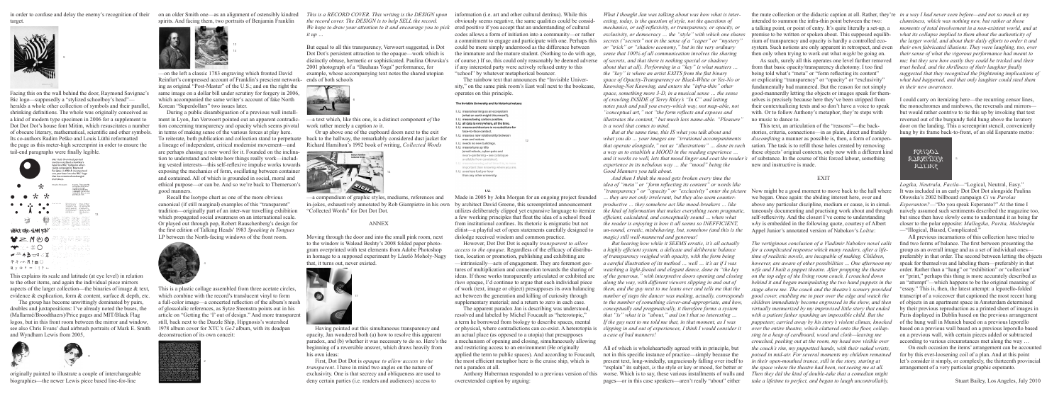in order to confuse and delay the enemy's recognition of their target.

Facing this on the wall behind the door, Raymond Savignac's Bic logo—supposedly a "stylized schoolboy's head"—heralds a whole other collection of symbols and their parallel, shrinking definitions. The whole was originally conceived as a kind of modern type specimen in 2006 for a supplement to Dot Dot Dot's house font Mitim, which resuscitates a number of obscure literary, mathematical, scientific and other symbols. Its co-authors Radim Peško and Louis Lüthi reformatted the page as this meter-high screenprint in order to ensure the tail-end paragraphs were finally legible.

This explains its scale and latitude (at eye level) in relation to the other items, and again the individual piece mirrors aspects of the larger collection—the binaries of image & text, evidence & explication, form & content, surface & depth, etc.

The group has become unwittingly dominated by pairs, doubles and juxtapositions: I've already noted the buses, the (Mallarmé/Broodthaers) Price pages and MIT/Black Flag logos, but in this front room between the mirror and window, see also Chris Evans' dual airbrush portraits of Mark E. Smith and Wyndham Lewis from 2005,

originally painted to illustrate a couple of interchangeable biographies—the newer Lewis piece based line-for-line on an older Smith one—as an alignment of ostensibly kindred spirits. And facing them, two portraits of Benjamin Franklin

—on the left a classic 1783 engraving which fronted David Reinfurt's compressed account of Franklin's prescient networking as original "Post-Master" of the U.S.; and on the right the same image on a dollar bill under scrutiny for forgery in 2006, which accompanied the same writer's account of fake North Korean "Superdollars" two issues later.

During a public disambiguation of a previous wall installment in Lyon, Jan Verwoert pointed out an apparent contradiction concerning transparency and opacity which seems pivotal in terms of making sense of the various forces at play here. To reiterate, both publication and collection stand to perpetuate a lineage of independent, critical modernist movement—and are perhaps chasing a new word for it. Founded on the inclination to understand and relate how things really work—including vested interests—this self-reflexive impulse works towards exposing the mechanics of form, oscillating between container and contained. All of which is grounded in social, moral and ethical purpose—or can be. And so we're back to Themerson's good manners.

Recall the Isotype chart as one of the more obvious canonical (if still marginal) examples of this "transparent" tradition—originally part of an inter-war travelling exhibition which propagated social awareness on an international scale. Or played out through pop, Robert Rauschenberg's design for the first edition of Talking Heads' 1983 *Speaking in Tongues* LP between the North-facing windows of the front room.

This is a plastic collage assembled from three acetate circles, which combine with the record's translucent vinyl to form a full-color image—a concerted reflection of the album's mesh of glossolalic references, as Sytze Steenstra points out in his article on "Getting the 'I' out of design." And more transparent still, back next to the Dazzle Ship, Hipgnosis's watershed 1978 album cover for XTC's *Go2* album, with its deadpan deconstruction of its own conceit:

*This is a RECORD COVER. This writing is the DESIGN upon the record cover. The DESIGN is to help SELL the record. We hope to draw your attention to it and encourage you to pick it up …*

But equal to all this transparency, Verwoert suggested, is Dot Dot Dot's persistent attraction to the opaque—work which is distinctly obtuse, hermetic or sophisticated. Paulina Olowska's 2001 photograph of a "Bauhaus Yoga" performance, for example, whose accompanying text notes the shared utopian ends of both schools

—a text which, like this one, is a distinct component of the work rather merely a caption to it.

Or up above one of the cupboard doors next to the exit back to the hallway, the remarkably considered dust jacket for Richard Hamilton's 1992 book of writing, *Collected Words*

—a compendium of graphic styles, mediums, references and in-jokes, exhaustively annotated by Rob Giampietro in his own "Collected Words" for Dot Dot Dot.

## ANNEX

Moving through the door and into the small pink room, next to the window is Walead Beshty's 2008 folded paper photogram overprinted with test elements from Adobe Photoshop in homage to a supposed experiment by László Moholy-Nagy that, it turns out, never existed.

Having pointed out this simultaneous transparency and opacity, Jan wondered how (a) how to resolve this apparent paradox, and (b) whether it was necessary to do so. Here's the beginning of a reversible answer, which draws heavily from his own ideas:

First, Dot Dot Dot is *opaque to allow access to the transparent*. I have in mind two angles on the nature of exclusivity. One is that secrecy and obliqueness are used to deny certain parties (i.e. readers and audiences) access to information (i.e. art and other cultural detritus). While this obviously seems negative, the same qualities could be considered positive if you accept that an understanding of cultural codes allows a form of initiation into a community—or rather a commitment to engage and participate with one. Perhaps this could be more simply understood as the difference between the immature and the mature student. (Nothing to do with age, of course.) If so, this could only reasonably be deemed adverse if any interested party were actively refused entry to this "school" by whatever metaphorical bouncer.

The rainbow text that announces the "Invisible University," on the same pink room's East wall next to the bookcase, operates on this principle.

Made in 2005 by John Morgan for an ongoing project founded by architect David Greene, this screenprinted announcement utilizes deliberately clipped yet expansive language to itemize a few working principles that float the idea of a school freed from institutional confines. Its rhetoric is enigmatic but not elitist—a playful set of open statements carefully designed to dislodge received wisdom and common practice.

However, Dot Dot Dot is equally *transparent to allow access to the opaque*. Regardless of the efficacy of distribution, location or promotion, publishing and exhibiting are—intrinsically—acts of engagement. They are foremost gestures of multiplication and connection towards the sharing of ideas. If those works transparently articulated or exhibited are *then* opaque, I'd continue to argue that each individual piece of work (text, image or object) presupposes its own balancing act between the generation and killing of curiosity through supplementary material; and a return to zero in each case.

The apparent paradox Jan is describing was understood, resolved and labeled by Michel Foucault as "heterotopia," a term he borrowed from biology to describe spaces, mental or physical, where contradictions can co-exist. A heterotopia is an actual place (as opposed to a utopia) that presupposes a mechanism of opening and closing, simultaneously allowing and restricting access to an environment (He originally applied the term to public spaces). And according to Foucault, the most efficient metaphor here is the cruise ship, which is not a paradox at all.

Anthony Huberman responded to a previous version of this overextended caption by arguing:

*What I thought Jan was talking about was how what is interesting, today, is the question of style, not the questions of mechanics, or self-reflexivity, or transparency, or opacity, or exclusivity, or democracy … the "style" with which one shares secrets ("secrets" not in the sense of a "caper" or "mystery" or "trick" or "shadow economy," but in the very ordinary sense that 100% of all communication involves the sharing of secrets, and that there is nothing special or shadowy about that at all). Performing in a "key" is what matters … the "key" is where an artist EXISTS from the flat binary space of Opacity-Transparency or Black-White or Yes-No or Knowing-Not Knowing, and enters the "infra-thin" other space, something more 3-D, in a musical sense … the sense of crawling INSIDE of Terry Riley's "In C" and letting notes push and pull you every-which way, not map-able, not "conceptual art," not "the form reflects and exposes and illustrates the content," but much less name-able. "Pleasure" is a word that comes to mind.*

*But at the same time, this IS what you talk about and what you do … your images are "irrational accompaniments that operate alongside," not as "illustrations" … done in such a way as to establish a MOOD in the reading experience … and it works so well, lets that mood linger and coat the reader's experience in its nebulous way … the "mood" being the Good Manners you talk about.*

*And then I think the mood gets broken every time the idea of "meta" or "form reflecting its content" or words like "transparency" or "opacity" or "exclusivity" enter the picture … they are not only irrelevant, but they also seem counter-productive … they somehow act like mood-breakers … like the kind of information that makes everything seem pragmatic, efficient, calculated, and conceptually sound … when what the reader is enjoying is how it all seems so INEFFICIENT, un-sound, erratic, misbehaving, but, somehow (and this is the magic) still well-mannered and generous!*

*But hearing how while it SEEMS erratic, it's all actually a highly efficient system, a delicate and deliberate balance of transparency weighed with opacity, with the form being a careful illustration of its method … well … it's as if I was watching a light-footed and elegant dance, done in "the key of the generous," with interpretive doors opening and closing along the way, with different viewers slipping in and out of them, and the guy next to me leans over and tells me that the number of steps the dancer was making, actually, corresponds to the number of something clever-and-appropriate, and how, conceptually and pragmatically, it therefore forms a system that "is" what it is "about," and isn't that so interesting … If the guy next to me told me that, in that moment, as I was slipping in and out of experiences, I think I would consider it a case of bad manners!*

All of which is wholeheartedly agreed with in principle, but not in this specific instance of practice—simply because the present text, long-windedly, ungraciously falling over itself to "explain" its subject, *is* the style or key or mood, for better or worse. Which is to say, these various installments of walls and pages—or in this case speakers—aren't really "about" either the mute collection or the didactic caption at all. Rather, they're intended to summon the infra-thin point between the two: a talking point, or point of entry. It's quite literally a set-up, a premise to be written or spoken about. This supposed equilibrium of transparency and opacity is hardly a controlled eco-system. Such notions are only apparent in retrospect, and even then only when trying to work out what *might* be going on.

As such, surely all this operates one level further removed from that basic opacity/transparency dichotomy. I too find being told what's "meta" or "form reflecting its content" or explicating "transparency" or "opacity" or "exclusivity" fundamentally bad mannered. But the reason for not simply good-manneredly letting the objects or images speak for themselves is precisely because here they've been stripped from their contextualizing texts and so don't have a voice to speak with. Or to follow Anthony's metaphor, they're steps with no music to dance to.

This text, an articulation of the "reasons"—the back-stories, criteria, connections—in as plain, direct and frankly *discomfiting* a manner as possible is, then, a form of compensation. The task is to refill those holes created by removing these objects' original contexts, only now with a different kind of substance. In the course of this forced labour, something new and instructive is made.

## EXIT

Now might be a good moment to move back to the hall where we began. Once again: the abiding interest here, over and above any particular discipline, medium or cause, is in simultaneously documenting and practising work about and through self-reflexivity. And the closest I've come to understanding *why* is embedded in the following quote, courtesy of Albert Appel Junior's annotated version of Nabokov's *Lolita*:

*The vertiginous conclusion of a Vladimir Nabokov novel calls for a complicated response which many readers, after a lifetime of realistic novels, are incapable of making. Children, however, are aware of other possibilities … One afternoon my wife and I built a puppet theatre. After propping the theatre on the top edge of the living room couch, I crouched down behind it and began manipulating the two hand puppets in the stage above me. The couch and the theatre's scenery provided good cover, enabling me to peer over the edge and watch the children immediately become engrossed in the show, and then virtually mesmerized by my improvised little story that ended with a patient father spanking an impossible child. But the puppeteer, carried away by his story's violent climax, knocked over the entire theatre, which clattered onto the floor, collapsing in a heap of cardboard, wood and cloth—leaving me crouched, peeking out at the room, my head now visible over the couch's rim, my puppetted hands, with their naked wrists, poised in mid-air. For several moments my children remained in their open-mouthed trance, still in the story, staring at the space where the theatre had been, not seeing me at all. Then they did the kind of double-take that a comedian might take a lifetime to perfect, and began to laugh uncontrollably, in a way I had never seen before—and not so much at my clumsiness, which was nothing new, but rather at those moments of total involvement in a non-existent world, and at what its collapse implied to them about the authenticity of the larger world, and about their daily efforts to order it and their own fabricated illusions. They were laughing, too, over their sense of what the vigorous performance had meant to me; but they saw how easily they could be tricked and their trust belied, and the shrillness of their laughter finally suggested that they recognized the frightening implications of what had happened, and that only laughter could steel them in their new awareness.*

I could carry on itemizing here—the recurring censor lines, the monochromes and rainbows, the reversals and mirrors—but would rather contrive to tie this up by invoking that text reversed out of the burgundy field hung above the lavatory door on the landing. This a screenprint stencil, conveniently hung by its frame back-to-front, of an old Esperanto motto:

*Logika, Neutrala, Facila*—"Logical, Neutral, Easy." It was included in an early Dot Dot Dot alongside Paulina Olowska's 2002 billboard campaign *Ci vu Paroles Esperanton?*—"Do you speak Esperanto?" At the time I naively assumed such sentiments described the magazine too, but since then have slowly come to understand it as being far closer to the polar opposite: *Mallogika, Partia, Malsimpla*—"Illogical, Biased, Complicated."

All previous incarnations of this collection have tried to find two forms of balance. The first between presenting the group as an overall image and as a set of individual ones—preferably in that order. The second between letting the objects speak for themselves and labeling them—preferably in that order. Rather than a "hang" or "exhibition" or "collection" or "print," perhaps this thing is more accurately described as an "attempt"—which happens to be the original meaning of "essay." This is, then, the latest attempt: a leporello-folded transcript of a voiceover that captioned the most recent hang of objects in an apartment space in Amsterdam determined by their previous reproduction as a printed sheet of images in Paris displayed in Dublin based on the previous arrangement of the hung wall in Munich based on a previous leporello based on a previous wall based on a previous leporello based on a previous wall, each time pieces added or subtracted according to various circumstances met along the way …

On each occasion the items' arrangement can be accounted for by this ever-loosening coil of a plan. And at this point let's consider it simply, or complexly, the thirteenth provincial arrangement of a very particular graphic esperanto.

Stuart Bailey, Los Angeles, July 2010